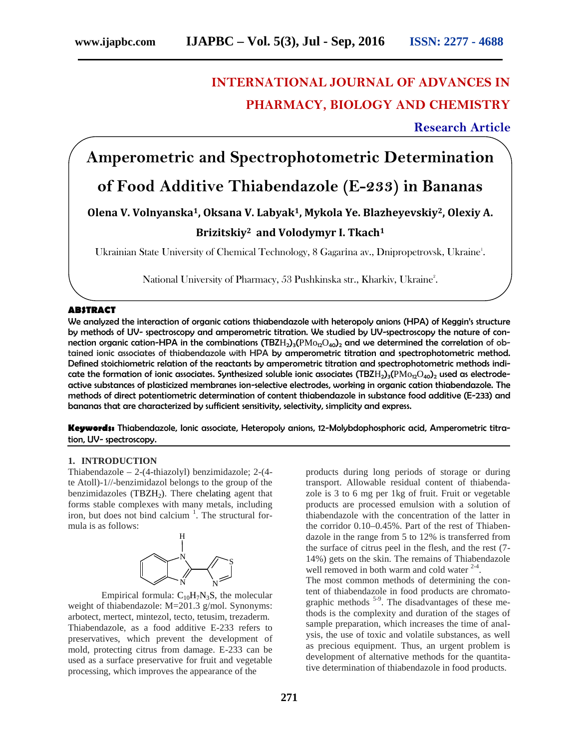# INTERNATIONAL JOURNAL OF ADVANCES IN PHARMACY, BIOLOGY AND CHEMISTRY

**Research Article**

# Amperometric and Spectrophotometric Determination of Food Additive Thiabendazole (E-233) in Bananas

**Olena V. Volnyanska[1], Oksana V. Labyak[1], Mykola Ye. Blazheyevskiy[2], Olexiy A. Brizitskiy[2] and Volodymyr I. Tkach[1]**

Ukrainian State University of Chemical Technology, 8 Gagarina av., Dnipropetrovsk, Ukraine[1].

National University of Pharmacy, 53 Pushkinska str., Kharkiv, Ukraine[2].

## ABSTRACT

We analyzed the interaction of organic cations thiabendazole with heteropoly anions (HPA) of Keggin's structure by methods of UV- spectroscopy and amperometric titration. We studied by UV-spectroscopy the nature of connection organic cation-HPA in the combinations $(TBZH_2)_3(PMo_{12}O_{40})_2$ and we determined the correlation of obtained ionic associates of thiabendazole with HPA by amperometric titration and spectrophotometric method. Defined stoichiometric relation of the reactants by amperometric titration and spectrophotometric methods indicate the formation of ionic associates. Synthesized soluble ionic associates $(TBZH_2)_3(PMo_{12}O_{40})_2$ used as electrode-active substances of plasticized membranes ion-selective electrodes, working in organic cation thiabendazole. The methods of direct potentiometric determination of content thiabendazole in substance food additive (E-233) and bananas that are characterized by sufficient sensitivity, selectivity, simplicity and express.

**Keywords:** Thiabendazole, Ionic associate, Heteropoly anions, 12-Molybdophosphoric acid, Amperometric titration, UV- spectroscopy.

## 1. INTRODUCTION

Thiabendazole – 2-(4-thiazolyl) benzimidazole; 2-(4-te Atoll)-1//-benzimidazol belongs to the group of the benzimidazoles ($TBZH_2$). There chelating agent that forms stable complexes with many metals, including iron, but does not bind calcium [1]. The structural formula is as follows:

Empirical formula: $C_{10}H_7N_3S$, the molecular weight of thiabendazole: M=201.3 g/mol. Synonyms: arbotect, mertect, mintezol, tecto, tetusim, trezaderm. Thiabendazole, as a food additive E-233 refers to preservatives, which prevent the development of mold, protecting citrus from damage. E-233 can be used as a surface preservative for fruit and vegetable processing, which improves the appearance of the products during long periods of storage or during transport. Allowable residual content of thiabendazole is 3 to 6 mg per 1kg of fruit. Fruit or vegetable products are processed emulsion with a solution of thiabendazole with the concentration of the latter in the corridor 0.10–0.45%. Part of the rest of Thiabendazole in the range from 5 to 12% is transferred from the surface of citrus peel in the flesh, and the rest (7-14%) gets on the skin. The remains of Thiabendazole well removed in both warm and cold water [2-4].

The most common methods of determining the content of thiabendazole in food products are chromatographic methods [5-9]. The disadvantages of these methods is the complexity and duration of the stages of sample preparation, which increases the time of analysis, the use of toxic and volatile substances, as well as precious equipment. Thus, an urgent problem is development of alternative methods for the quantitative determination of thiabendazole in food products.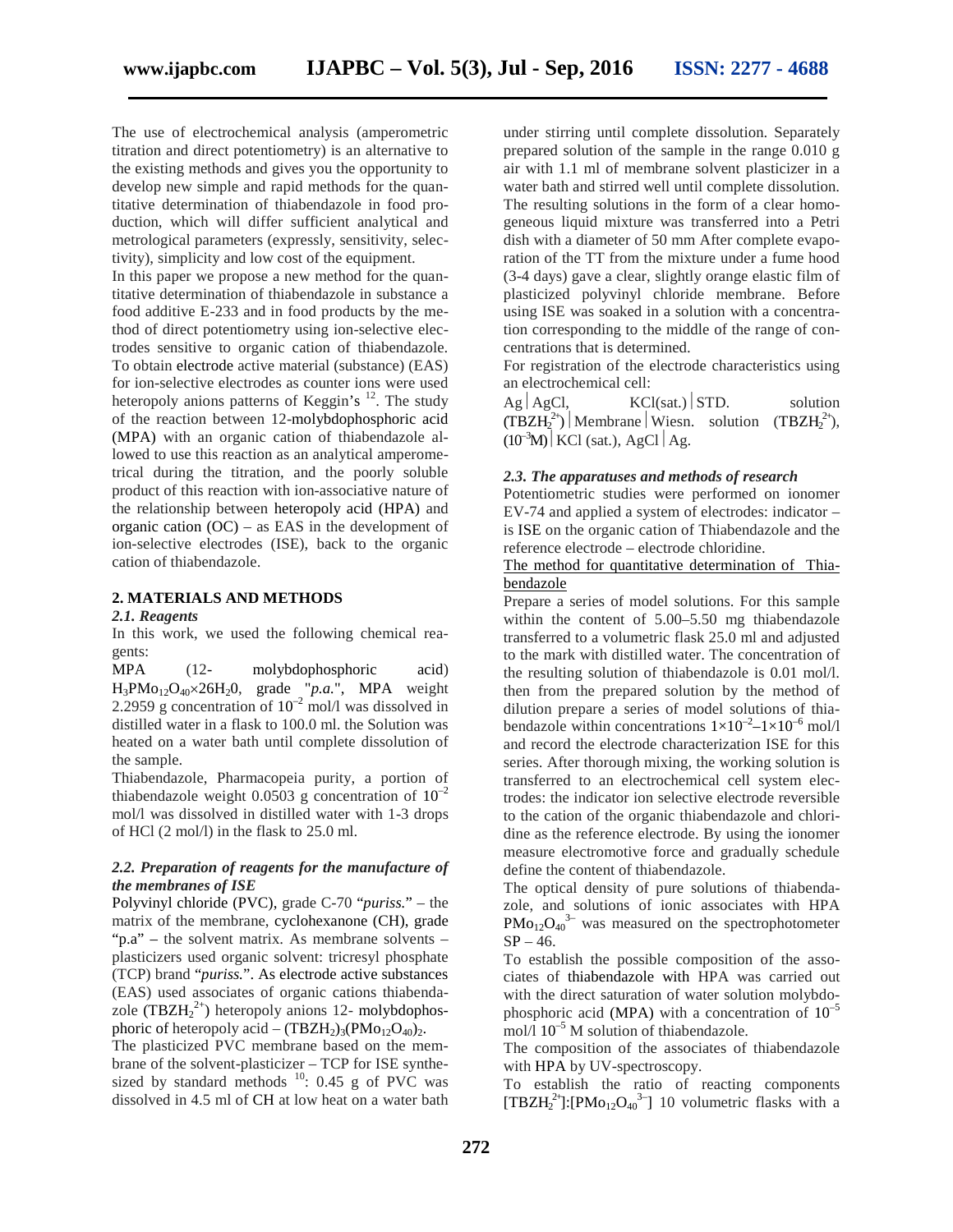The use of electrochemical analysis (amperometric titration and direct potentiometry) is an alternative to the existing methods and gives you the opportunity to develop new simple and rapid methods for the quantitative determination of thiabendazole in food production, which will differ sufficient analytical and metrological parameters (expressly, sensitivity, selectivity), simplicity and low cost of the equipment.

In this paper we propose a new method for the quantitative determination of thiabendazole in substance a food additive E-233 and in food products by the method of direct potentiometry using ion-selective electrodes sensitive to organic cation of thiabendazole. To obtain electrode active material (substance) (EAS) for ion-selective electrodes as counter ions were used heteropoly anions patterns of Keggin's [12]. The study of the reaction between 12-molybdophosphoric acid (MPA) with an organic cation of thiabendazole allowed to use this reaction as an analytical amperometrical during the titration, and the poorly soluble product of this reaction with ion-associative nature of the relationship between heteropoly acid (HPA) and organic cation (OC) – as EAS in the development of ion-selective electrodes (ISE), back to the organic cation of thiabendazole.

## 2. MATERIALS AND METHODS

### *2.1. Reagents*

In this work, we used the following chemical reagents:

MPA (12- molybdophosphoric acid) $H_3PMo_{12}O_{40}\times26H_20$, grade "*p.a.*", MPA weight 2.2959 g concentration of $10^{-2}$ mol/l was dissolved in distilled water in a flask to 100.0 ml. the Solution was heated on a water bath until complete dissolution of the sample.

Thiabendazole, Pharmacopeia purity, a portion of thiabendazole weight 0.0503 g concentration of $10^{-2}$ mol/l was dissolved in distilled water with 1-3 drops of HCl (2 mol/l) in the flask to 25.0 ml.

### *2.2. Preparation of reagents for the manufacture of the membranes of ISE*

Polyvinyl chloride (PVC), grade C-70 "*puriss.*" – the matrix of the membrane, cyclohexanone (CH), grade "p.a" – the solvent matrix. As membrane solvents – plasticizers used organic solvent: tricresyl phosphate (TCP) brand "*puriss.*". As electrode active substances (EAS) used associates of organic cations thiabendazole ($TBZH_2^{2+}$) heteropoly anions 12- molybdophosphoric of heteropoly acid – $(TBZH_2)_3(PMo_{12}O_{40})_2$.

The plasticized PVC membrane based on the membrane of the solvent-plasticizer – TCP for ISE synthesized by standard methods [10]: 0.45 g of PVC was dissolved in 4.5 ml of CH at low heat on a water bath under stirring until complete dissolution. Separately prepared solution of the sample in the range 0.010 g air with 1.1 ml of membrane solvent plasticizer in a water bath and stirred well until complete dissolution. The resulting solutions in the form of a clear homogeneous liquid mixture was transferred into a Petri dish with a diameter of 50 mm After complete evaporation of the TT from the mixture under a fume hood (3-4 days) gave a clear, slightly orange elastic film of plasticized polyvinyl chloride membrane. Before using ISE was soaked in a solution with a concentration corresponding to the middle of the range of concentrations that is determined.

For registration of the electrode characteristics using an electrochemical cell:

Ag | AgCl, KCl(sat.) | STD. solution ($TBZH_2^{2+}$) | Membrane | Wiesn. solution ($TBZH_2^{2+}$), ($10^{-3}$M) | KCl (sat.), AgCl | Ag.

### *2.3. The apparatuses and methods of research*

Potentiometric studies were performed on ionomer EV-74 and applied a system of electrodes: indicator – is ISE on the organic cation of Thiabendazole and the reference electrode – electrode chloridine.

The method for quantitative determination of Thiabendazole

Prepare a series of model solutions. For this sample within the content of 5.00–5.50 mg thiabendazole transferred to a volumetric flask 25.0 ml and adjusted to the mark with distilled water. The concentration of the resulting solution of thiabendazole is 0.01 mol/l. then from the prepared solution by the method of dilution prepare a series of model solutions of thiabendazole within concentrations $1\times10^{-2}$–$1\times10^{-6}$ mol/l and record the electrode characterization ISE for this series. After thorough mixing, the working solution is transferred to an electrochemical cell system electrodes: the indicator ion selective electrode reversible to the cation of the organic thiabendazole and chloridine as the reference electrode. By using the ionomer measure electromotive force and gradually schedule define the content of thiabendazole.

The optical density of pure solutions of thiabendazole, and solutions of ionic associates with HPA $PMo_{12}O_{40}^{3-}$ was measured on the spectrophotometer SP – 46.

To establish the possible composition of the associates of thiabendazole with HPA was carried out with the direct saturation of water solution molybdophosphoric acid (MPA) with a concentration of $10^{-5}$ mol/l $10^{-5}$ M solution of thiabendazole.

The composition of the associates of thiabendazole with HPA by UV-spectroscopy.

To establish the ratio of reacting components $[TBZH_2^{2+}]:[PMo_{12}O_{40}^{3-}]$ 10 volumetric flasks with a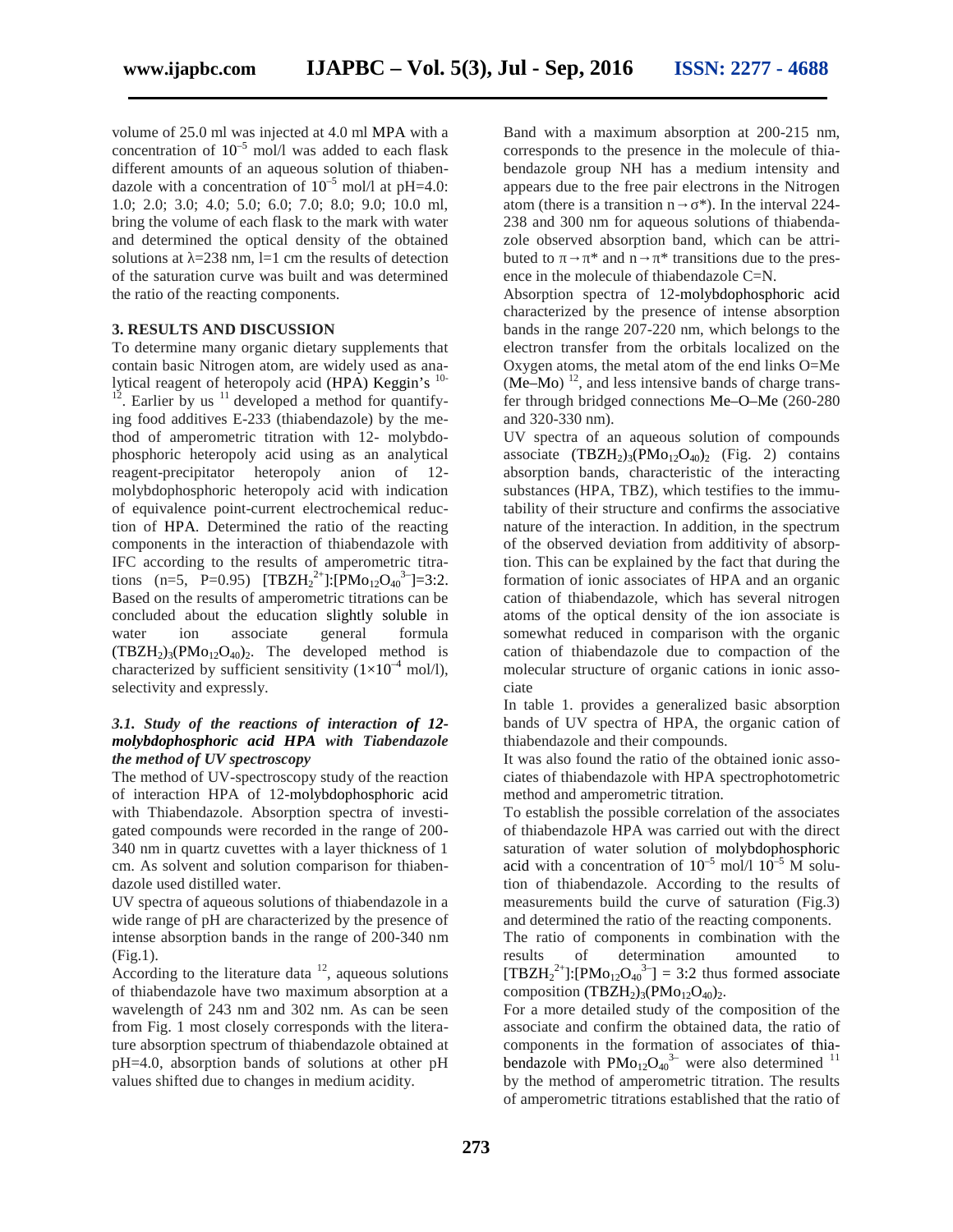volume of 25.0 ml was injected at 4.0 ml MPA with a concentration of $10^{-5}$ mol/l was added to each flask different amounts of an aqueous solution of thiabendazole with a concentration of $10^{-5}$ mol/l at pH=4.0: 1.0; 2.0; 3.0; 4.0; 5.0; 6.0; 7.0; 8.0; 9.0; 10.0 ml, bring the volume of each flask to the mark with water and determined the optical density of the obtained solutions at $\lambda$=238 nm, l=1 cm the results of detection of the saturation curve was built and was determined the ratio of the reacting components.

## 3. RESULTS AND DISCUSSION

To determine many organic dietary supplements that contain basic Nitrogen atom, are widely used as analytical reagent of heteropoly acid (HPA) Keggin's [10-12]. Earlier by us [11] developed a method for quantifying food additives E-233 (thiabendazole) by the method of amperometric titration with 12- molybdophosphoric heteropoly acid using as an analytical reagent-precipitator heteropoly anion of 12-molybdophosphoric heteropoly acid with indication of equivalence point-current electrochemical reduction of HPA. Determined the ratio of the reacting components in the interaction of thiabendazole with IFC according to the results of amperometric titrations (n=5, P=0.95) $[TBZH_2^{2+}]:[PMo_{12}O_{40}^{3-}]$=3:2. Based on the results of amperometric titrations can be concluded about the education slightly soluble in water ion associate general formula $(TBZH_2)_3(PMo_{12}O_{40})_2$. The developed method is characterized by sufficient sensitivity ($1\times10^{-4}$ mol/l), selectivity and expressly.

### *3.1. Study of the reactions of interaction of 12-molybdophosphoric acid HPA with Tiabendazole the method of UV spectroscopy*

The method of UV-spectroscopy study of the reaction of interaction HPA of 12-molybdophosphoric acid with Thiabendazole. Absorption spectra of investigated compounds were recorded in the range of 200-340 nm in quartz cuvettes with a layer thickness of 1 cm. As solvent and solution comparison for thiabendazole used distilled water.

UV spectra of aqueous solutions of thiabendazole in a wide range of pH are characterized by the presence of intense absorption bands in the range of 200-340 nm (Fig.1).

According to the literature data [12], aqueous solutions of thiabendazole have two maximum absorption at a wavelength of 243 nm and 302 nm. As can be seen from Fig. 1 most closely corresponds with the literature absorption spectrum of thiabendazole obtained at pH=4.0, absorption bands of solutions at other pH values shifted due to changes in medium acidity.

Band with a maximum absorption at 200-215 nm, corresponds to the presence in the molecule of thiabendazole group NH has a medium intensity and appears due to the free pair electrons in the Nitrogen atom (there is a transition $n\rightarrow\sigma^*$). In the interval 224-238 and 300 nm for aqueous solutions of thiabendazole observed absorption band, which can be attributed to $\pi\rightarrow\pi^*$ and $n\rightarrow\pi^*$ transitions due to the presence in the molecule of thiabendazole C=N.

Absorption spectra of 12-molybdophosphoric acid characterized by the presence of intense absorption bands in the range 207-220 nm, which belongs to the electron transfer from the orbitals localized on the Oxygen atoms, the metal atom of the end links O=Me (Me–Mo) [12], and less intensive bands of charge transfer through bridged connections Me–O–Me (260-280 and 320-330 nm).

UV spectra of an aqueous solution of compounds associate $(TBZH_2)_3(PMo_{12}O_{40})_2$ (Fig. 2) contains absorption bands, characteristic of the interacting substances (HPA, TBZ), which testifies to the immutability of their structure and confirms the associative nature of the interaction. In addition, in the spectrum of the observed deviation from additivity of absorption. This can be explained by the fact that during the formation of ionic associates of HPA and an organic cation of thiabendazole, which has several nitrogen atoms of the optical density of the ion associate is somewhat reduced in comparison with the organic cation of thiabendazole due to compaction of the molecular structure of organic cations in ionic associate

In table 1. provides a generalized basic absorption bands of UV spectra of HPA, the organic cation of thiabendazole and their compounds.

It was also found the ratio of the obtained ionic associates of thiabendazole with HPA spectrophotometric method and amperometric titration.

To establish the possible correlation of the associates of thiabendazole HPA was carried out with the direct saturation of water solution of molybdophosphoric acid with a concentration of $10^{-5}$ mol/l $10^{-5}$ M solution of thiabendazole. According to the results of measurements build the curve of saturation (Fig.3) and determined the ratio of the reacting components.

The ratio of components in combination with the results of determination amounted to $[TBZH_2^{2+}]:[PMo_{12}O_{40}^{3-}]$ = 3:2 thus formed associate composition $(TBZH_2)_3(PMo_{12}O_{40})_2$.

For a more detailed study of the composition of the associate and confirm the obtained data, the ratio of components in the formation of associates of thiabendazole with $PMo_{12}O_{40}^{3-}$ were also determined [11] by the method of amperometric titration. The results of amperometric titrations established that the ratio of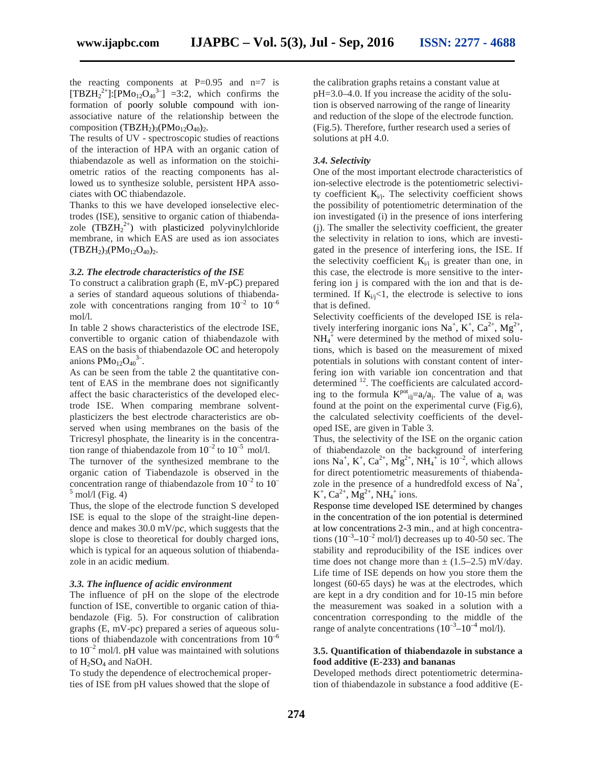the reacting components at P=0.95 and n=7 is $[TBZH_2^{2+}]:[PMo_{12}O_{40}^{3-}]$ =3:2, which confirms the formation of poorly soluble compound with ion-associative nature of the relationship between the composition $(TBZH_2)_3(PMo_{12}O_{40})_2$.

The results of UV - spectroscopic studies of reactions of the interaction of HPA with an organic cation of thiabendazole as well as information on the stoichiometric ratios of the reacting components has allowed us to synthesize soluble, persistent HPA associates with OC thiabendazole.

Thanks to this we have developed ionselective electrodes (ISE), sensitive to organic cation of thiabendazole ($TBZH_2^{2+}$) with plasticized polyvinylchloride membrane, in which EAS are used as ion associates $(TBZH_2)_3(PMo_{12}O_{40})_2$.

### *3.2. The electrode characteristics of the ISE*

To construct a calibration graph (E, mV-pC) prepared a series of standard aqueous solutions of thiabendazole with concentrations ranging from $10^{-2}$ to $10^{-6}$ mol/l.

In table 2 shows characteristics of the electrode ISE, convertible to organic cation of thiabendazole with EAS on the basis of thiabendazole OC and heteropoly anions $PMo_{12}O_{40}^{3-}$.

As can be seen from the table 2 the quantitative content of EAS in the membrane does not significantly affect the basic characteristics of the developed electrode ISE. When comparing membrane solvent-plasticizers the best electrode characteristics are observed when using membranes on the basis of the Tricresyl phosphate, the linearity is in the concentration range of thiabendazole from $10^{-2}$ to $10^{-5}$ mol/l.

The turnover of the synthesized membrane to the organic cation of Tiabendazole is observed in the concentration range of thiabendazole from $10^{-2}$ to $10^{-5}$ mol/l (Fig. 4)

Thus, the slope of the electrode function S developed ISE is equal to the slope of the straight-line dependence and makes 30.0 mV/p*c*, which suggests that the slope is close to theoretical for doubly charged ions, which is typical for an aqueous solution of thiabendazole in an acidic medium.

### *3.3. The influence of acidic environment*

The influence of pH on the slope of the electrode function of ISE, convertible to organic cation of thiabendazole (Fig. 5). For construction of calibration graphs (E, mV-p*c*) prepared a series of aqueous solutions of thiabendazole with concentrations from $10^{-6}$ to $10^{-2}$ mol/l. pH value was maintained with solutions of $H_2SO_4$ and NaOH.

To study the dependence of electrochemical properties of ISE from pH values showed that the slope of the calibration graphs retains a constant value at pH=3.0–4.0. If you increase the acidity of the solution is observed narrowing of the range of linearity and reduction of the slope of the electrode function. (Fig.5). Therefore, further research used a series of solutions at pH 4.0.

### *3.4. Selectivity*

One of the most important electrode characteristics of ion-selective electrode is the potentiometric selectivity coefficient $K_{i/j}$. The selectivity coefficient shows the possibility of potentiometric determination of the ion investigated (i) in the presence of ions interfering (j). The smaller the selectivity coefficient, the greater the selectivity in relation to ions, which are investigated in the presence of interfering ions, the ISE. If the selectivity coefficient $K_{i/j}$ is greater than one, in this case, the electrode is more sensitive to the interfering ion j is compared with the ion and that is determined. If $K_{i/j}<1$, the electrode is selective to ions that is defined.

Selectivity coefficients of the developed ISE is relatively interfering inorganic ions $Na^+$, $K^+$, $Ca^{2+}$, $Mg^{2+}$, $NH_4^+$ were determined by the method of mixed solutions, which is based on the measurement of mixed potentials in solutions with constant content of interfering ion with variable ion concentration and that determined [12]. The coefficients are calculated according to the formula $K^{pot}_{i|j}=a_i/a_j$. The value of $a_i$ was found at the point on the experimental curve (Fig.6), the calculated selectivity coefficients of the developed ISE, are given in Table 3.

Thus, the selectivity of the ISE on the organic cation of thiabendazole on the background of interfering ions $Na^+$, $K^+$, $Ca^{2+}$, $Mg^{2+}$, $NH_4^+$ is $10^{-2}$, which allows for direct potentiometric measurements of thiabendazole in the presence of a hundredfold excess of $Na^+$, $K^+$, $Ca^{2+}$, $Mg^{2+}$, $NH_4^+$ ions.

Response time developed ISE determined by changes in the concentration of the ion potential is determined at low concentrations 2-3 min., and at high concentrations ($10^{-3}$–$10^{-2}$ mol/l) decreases up to 40-50 sec. The stability and reproducibility of the ISE indices over time does not change more than ± (1.5–2.5) mV/day. Life time of ISE depends on how you store them the longest (60-65 days) he was at the electrodes, which are kept in a dry condition and for 10-15 min before the measurement was soaked in a solution with a concentration corresponding to the middle of the range of analyte concentrations ($10^{-3}$–$10^{-4}$ mol/l).

### **3.5. Quantification of thiabendazole in substance a food additive (E-233) and bananas**

Developed methods direct potentiometric determination of thiabendazole in substance a food additive (E-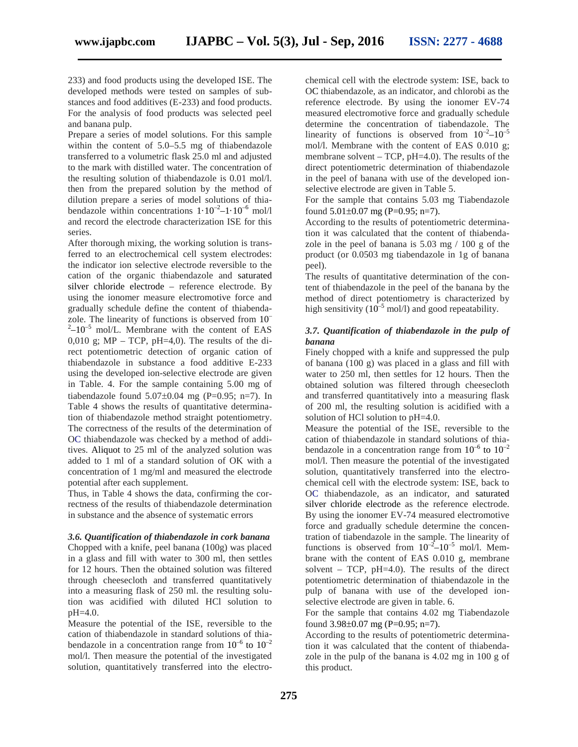233) and food products using the developed ISE. The developed methods were tested on samples of substances and food additives (E-233) and food products. For the analysis of food products was selected peel and banana pulp.

Prepare a series of model solutions. For this sample within the content of 5.0–5.5 mg of thiabendazole transferred to a volumetric flask 25.0 ml and adjusted to the mark with distilled water. The concentration of the resulting solution of thiabendazole is 0.01 mol/l. then from the prepared solution by the method of dilution prepare a series of model solutions of thiabendazole within concentrations $1\cdot10^{-2}$–$1\cdot10^{-6}$ mol/l and record the electrode characterization ISE for this series.

After thorough mixing, the working solution is transferred to an electrochemical cell system electrodes: the indicator ion selective electrode reversible to the cation of the organic thiabendazole and saturated silver chloride electrode – reference electrode. By using the ionomer measure electromotive force and gradually schedule define the content of thiabendazole. The linearity of functions is observed from $10^{-2}$–$10^{-5}$ mol/L. Membrane with the content of EAS 0,010 g; MP – TCP, pH=4,0). The results of the direct potentiometric detection of organic cation of thiabendazole in substance a food additive E-233 using the developed ion-selective electrode are given in Table. 4. For the sample containing 5.00 mg of tiabendazole found 5.07±0.04 mg (P=0.95; n=7). In Table 4 shows the results of quantitative determination of thiabendazole method straight potentiometry. The correctness of the results of the determination of OC thiabendazole was checked by a method of additives. Aliquot to 25 ml of the analyzed solution was added to 1 ml of a standard solution of OK with a concentration of 1 mg/ml and measured the electrode potential after each supplement.

Thus, in Table 4 shows the data, confirming the correctness of the results of thiabendazole determination in substance and the absence of systematic errors

### *3.6. Quantification of thiabendazole in cork banana*

Chopped with a knife, peel banana (100g) was placed in a glass and fill with water to 300 ml, then settles for 12 hours. Then the obtained solution was filtered through cheesecloth and transferred quantitatively into a measuring flask of 250 ml. the resulting solution was acidified with diluted HCl solution to pH=4.0.

Measure the potential of the ISE, reversible to the cation of thiabendazole in standard solutions of thiabendazole in a concentration range from $10^{-6}$ to $10^{-2}$ mol/l. Then measure the potential of the investigated solution, quantitatively transferred into the electrochemical cell with the electrode system: ISE, back to OC thiabendazole, as an indicator, and chlorobi as the reference electrode. By using the ionomer EV-74 measured electromotive force and gradually schedule determine the concentration of tiabendazole. The linearity of functions is observed from $10^{-2}$–$10^{-5}$ mol/l. Membrane with the content of EAS 0.010 g; membrane solvent – TCP, pH=4.0). The results of the direct potentiometric determination of thiabendazole in the peel of banana with use of the developed ion-selective electrode are given in Table 5.

For the sample that contains 5.03 mg Tiabendazole found 5.01±0.07 mg (P=0.95; n=7).

According to the results of potentiometric determination it was calculated that the content of thiabendazole in the peel of banana is 5.03 mg / 100 g of the product (or 0.0503 mg tiabendazole in 1g of banana peel).

The results of quantitative determination of the content of thiabendazole in the peel of the banana by the method of direct potentiometry is characterized by high sensitivity ($10^{-5}$ mol/l) and good repeatability.

### *3.7. Quantification of thiabendazole in the pulp of banana*

Finely chopped with a knife and suppressed the pulp of banana (100 g) was placed in a glass and fill with water to 250 ml, then settles for 12 hours. Then the obtained solution was filtered through cheesecloth and transferred quantitatively into a measuring flask of 200 ml, the resulting solution is acidified with a solution of HCl solution to pH=4.0.

Measure the potential of the ISE, reversible to the cation of thiabendazole in standard solutions of thiabendazole in a concentration range from $10^{-6}$ to $10^{-2}$ mol/l. Then measure the potential of the investigated solution, quantitatively transferred into the electrochemical cell with the electrode system: ISE, back to OC thiabendazole, as an indicator, and saturated silver chloride electrode as the reference electrode. By using the ionomer EV-74 measured electromotive force and gradually schedule determine the concentration of tiabendazole in the sample. The linearity of functions is observed from $10^{-2}$–$10^{-5}$ mol/l. Membrane with the content of EAS 0.010 g, membrane solvent – TCP, pH=4.0). The results of the direct potentiometric determination of thiabendazole in the pulp of banana with use of the developed ion-selective electrode are given in table. 6.

For the sample that contains 4.02 mg Tiabendazole found 3.98±0.07 mg (P=0.95; n=7).

According to the results of potentiometric determination it was calculated that the content of thiabendazole in the pulp of the banana is 4.02 mg in 100 g of this product.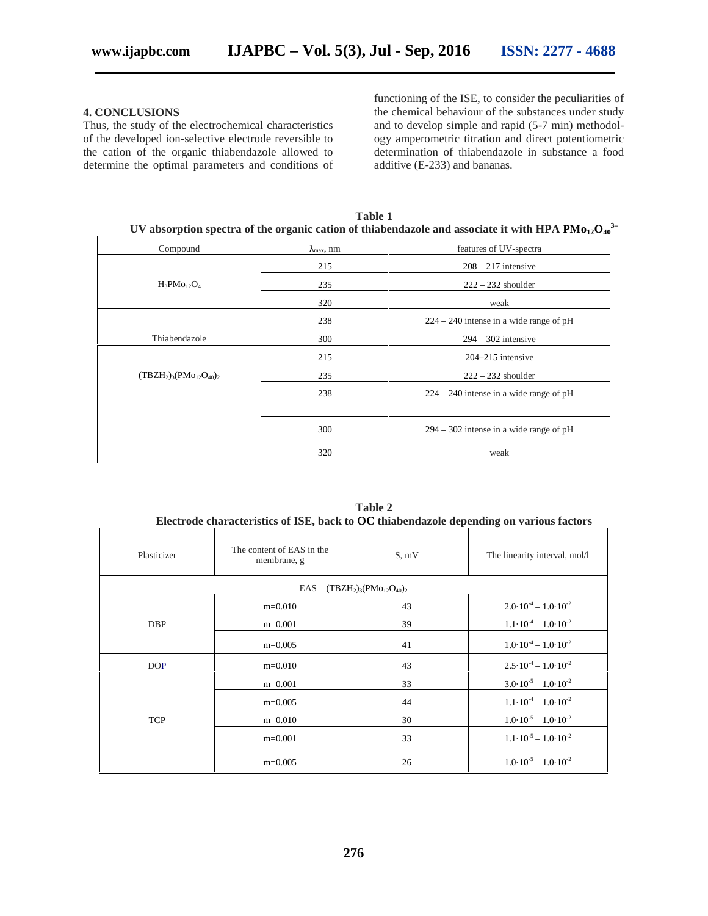## 4. CONCLUSIONS

Thus, the study of the electrochemical characteristics of the developed ion-selective electrode reversible to the cation of the organic thiabendazole allowed to determine the optimal parameters and conditions of functioning of the ISE, to consider the peculiarities of the chemical behaviour of the substances under study and to develop simple and rapid (5-7 min) methodology amperometric titration and direct potentiometric determination of thiabendazole in substance a food additive (E-233) and bananas.

**Table 1**
**UV absorption spectra of the organic cation of thiabendazole and associate it with HPA $PMo_{12}O_{40}^{3-}$**

| Compound | $\lambda_{max}$, nm | features of UV-spectra |
|---|---|---|
| $H_3PMo_{12}O_4$ | 215 | 208 – 217 intensive |
| | 235 | 222 – 232 shoulder |
| | 320 | weak |
| Thiabendazole | 238 | 224 – 240 intense in a wide range of pH |
| | 300 | 294 – 302 intensive |
| $(TBZH_2)_3(PMo_{12}O_{40})_2$ | 215 | 204–215 intensive |
| | 235 | 222 – 232 shoulder |
| | 238 | 224 – 240 intense in a wide range of pH |
| | 300 | 294 – 302 intense in a wide range of pH |
| | 320 | weak |

**Table 2**
**Electrode characteristics of ISE, back to OC thiabendazole depending on various factors**

| Plasticizer | The content of EAS in the membrane, g | S, mV | The linearity interval, mol/l |
|---|---|---|---|
| EAS – $(TBZH_2)_3(PMo_{12}O_{40})_2$ | | | |
| DBP | m=0.010 | 43 | $2.0 \cdot 10^{-4} – 1.0 \cdot 10^{-2}$ |
| | m=0.001 | 39 | $1.1 \cdot 10^{-4} – 1.0 \cdot 10^{-2}$ |
| | m=0.005 | 41 | $1.0 \cdot 10^{-4} – 1.0 \cdot 10^{-2}$ |
| DOP | m=0.010 | 43 | $2.5 \cdot 10^{-4} – 1.0 \cdot 10^{-2}$ |
| | m=0.001 | 33 | $3.0 \cdot 10^{-5} – 1.0 \cdot 10^{-2}$ |
| | m=0.005 | 44 | $1.1 \cdot 10^{-4} – 1.0 \cdot 10^{-2}$ |
| TCP | m=0.010 | 30 | $1.0 \cdot 10^{-5} – 1.0 \cdot 10^{-2}$ |
| | m=0.001 | 33 | $1.1 \cdot 10^{-5} – 1.0 \cdot 10^{-2}$ |
| | m=0.005 | 26 | $1.0 \cdot 10^{-5} – 1.0 \cdot 10^{-2}$ |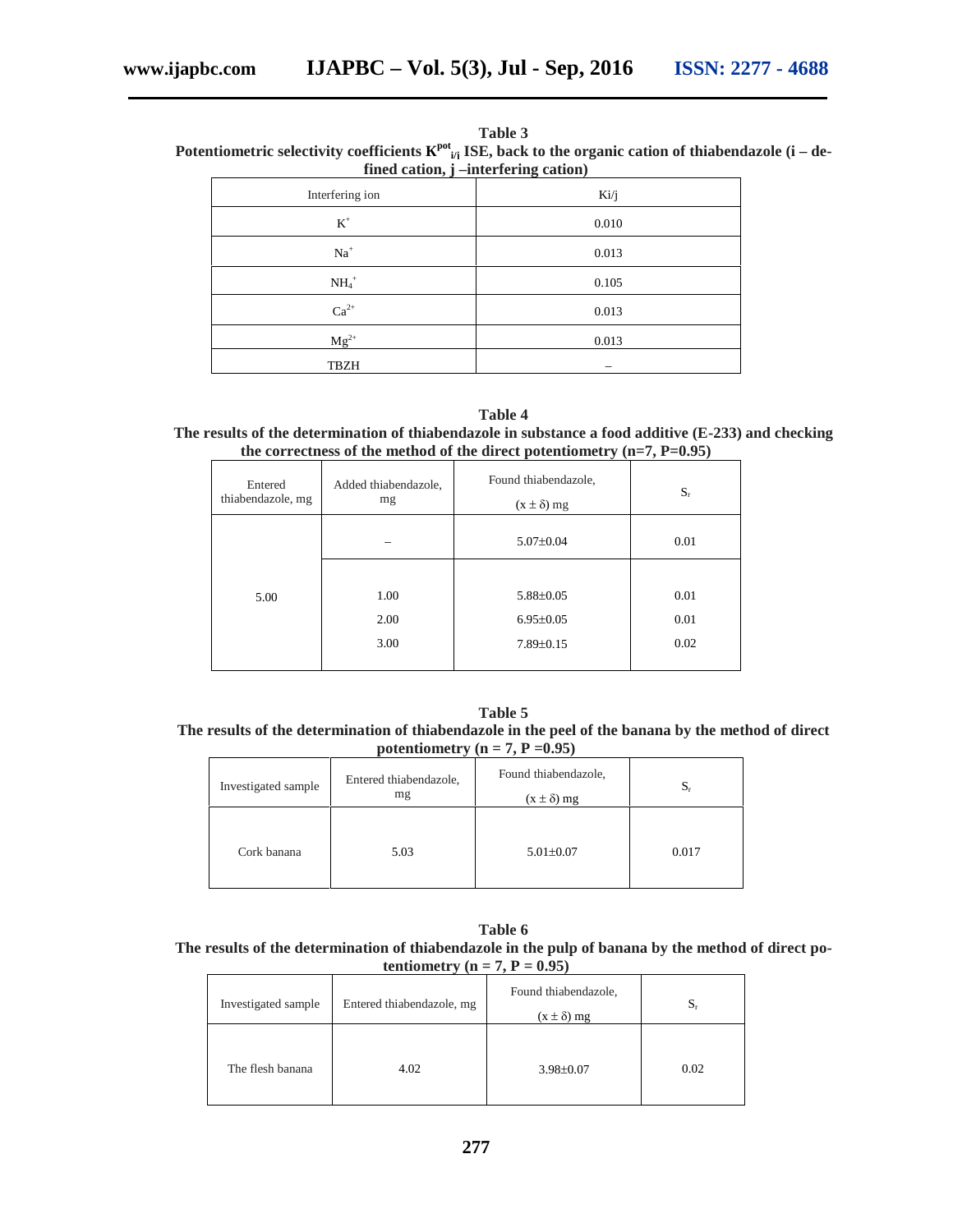**Table 3**
**Potentiometric selectivity coefficients $K^{pot}_{i/j}$ ISE, back to the organic cation of thiabendazole (i – defined cation, j –interfering cation)**

| Interfering ion | Ki/j |
|---|---|
| $K^+$ | 0.010 |
| $Na^+$ | 0.013 |
| $NH_4^+$ | 0.105 |
| $Ca^{2+}$ | 0.013 |
| $Mg^{2+}$ | 0.013 |
| TBZH | – |

**Table 4**
**The results of the determination of thiabendazole in substance a food additive (E-233) and checking the correctness of the method of the direct potentiometry (n=7, P=0.95)**

| Entered thiabendazole, mg | Added thiabendazole, mg | Found thiabendazole, $(x \pm \delta)$ mg | $S_r$ |
|---|---|---|---|
| 5.00 | – | 5.07±0.04 | 0.01 |
| | 1.00 | 5.88±0.05 | 0.01 |
| | 2.00 | 6.95±0.05 | 0.01 |
| | 3.00 | 7.89±0.15 | 0.02 |

**Table 5**
**The results of the determination of thiabendazole in the peel of the banana by the method of direct potentiometry (n = 7, P =0.95)**

| Investigated sample | Entered thiabendazole, mg | Found thiabendazole, $(x \pm \delta)$ mg | $S_r$ |
|---|---|---|---|
| Cork banana | 5.03 | 5.01±0.07 | 0.017 |

**Table 6**
**The results of the determination of thiabendazole in the pulp of banana by the method of direct potentiometry (n = 7, P = 0.95)**

| Investigated sample | Entered thiabendazole, mg | Found thiabendazole, $(x \pm \delta)$ mg | $S_r$ |
|---|---|---|---|
| The flesh banana | 4.02 | 3.98±0.07 | 0.02 |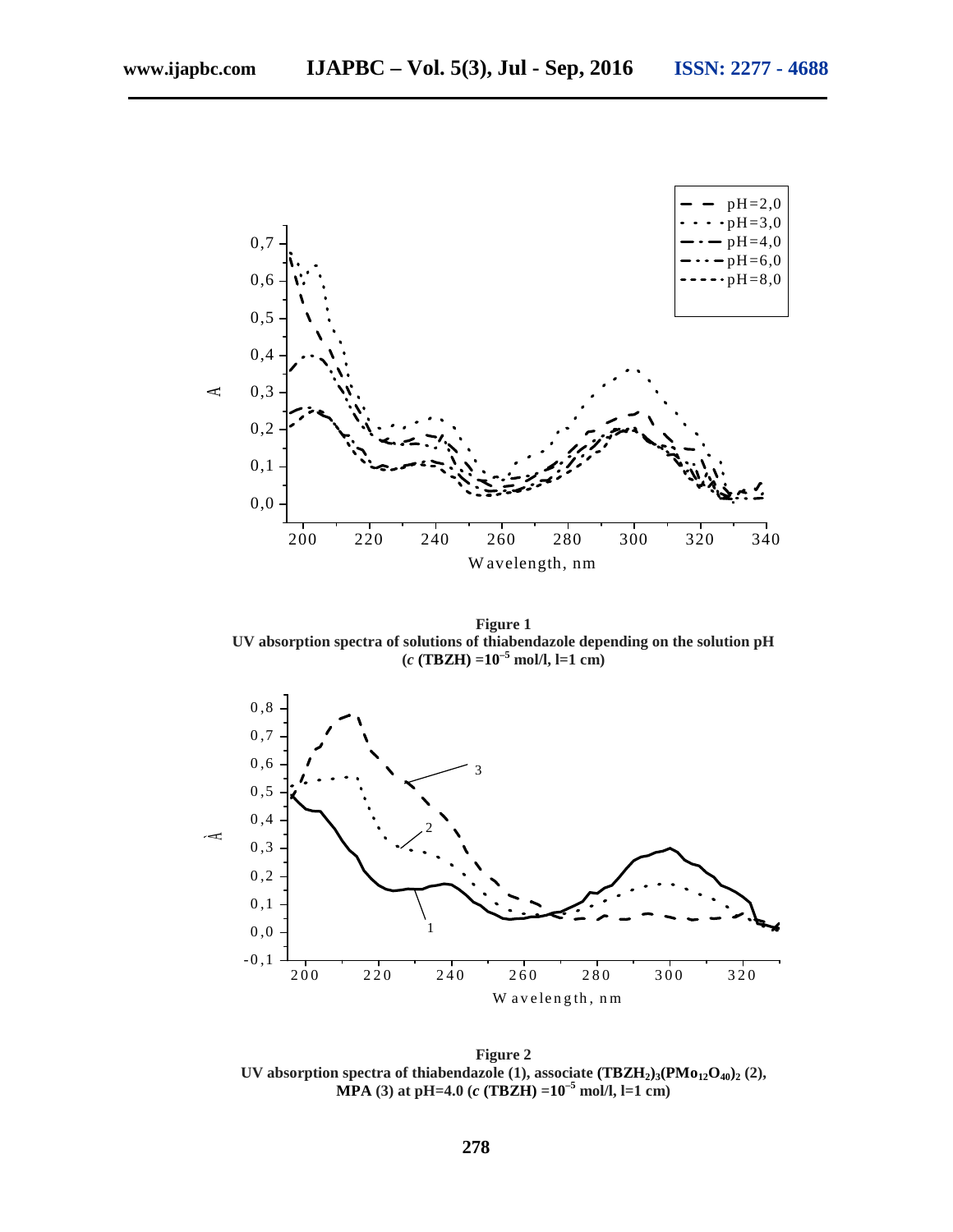**Figure 1**
**UV absorption spectra of solutions of thiabendazole depending on the solution pH**
**(*c* (TBZH) =$10^{-5}$ mol/l, l=1 cm)**

**Figure 2**
**UV absorption spectra of thiabendazole (1), associate $(TBZH_2)_3(PMo_{12}O_{40})_2$ (2), MPA (3) at pH=4.0 (*c* (TBZH) =$10^{-5}$ mol/l, l=1 cm)**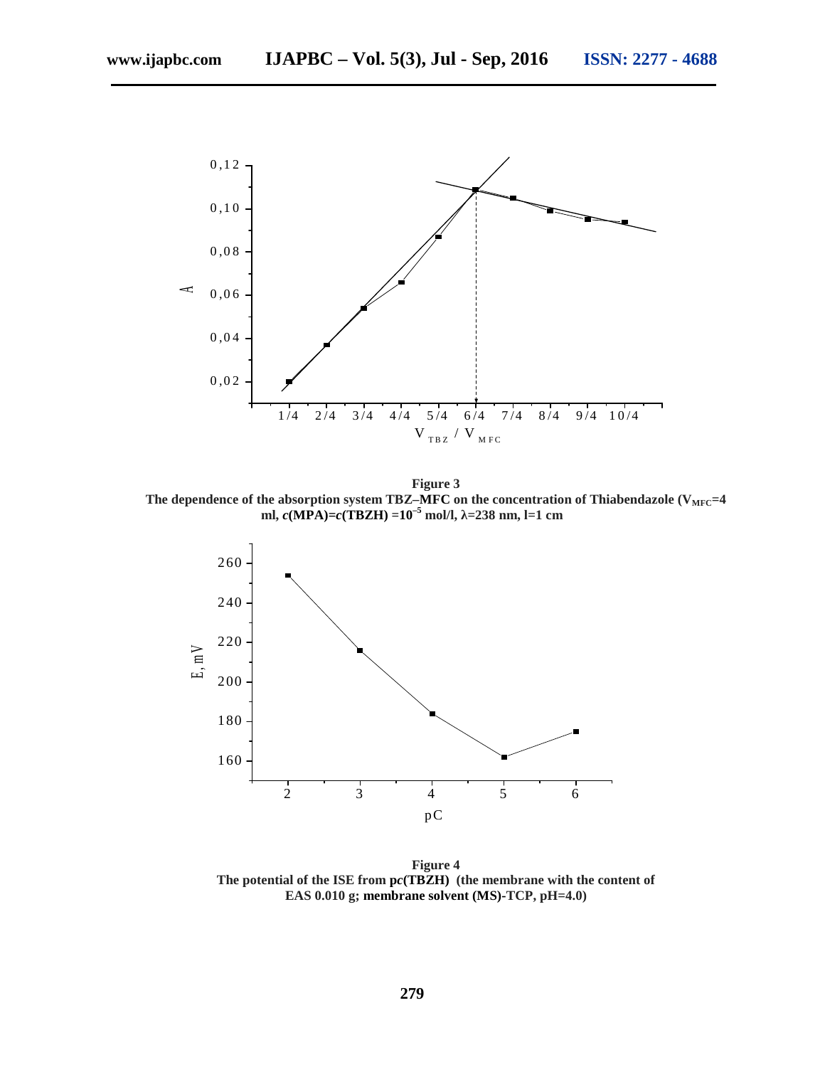**Figure 3**
**The dependence of the absorption system TBZ–MFC on the concentration of Thiabendazole ($V_{MFC}$=4 ml, $c$(MPA)=$c$(TBZH) =$10^{-5}$ mol/l, λ=238 nm, l=1 cm**

**Figure 4**
**The potential of the ISE from pc(TBZH) (the membrane with the content of EAS 0.010 g; membrane solvent (MS)-TCP, pH=4.0)**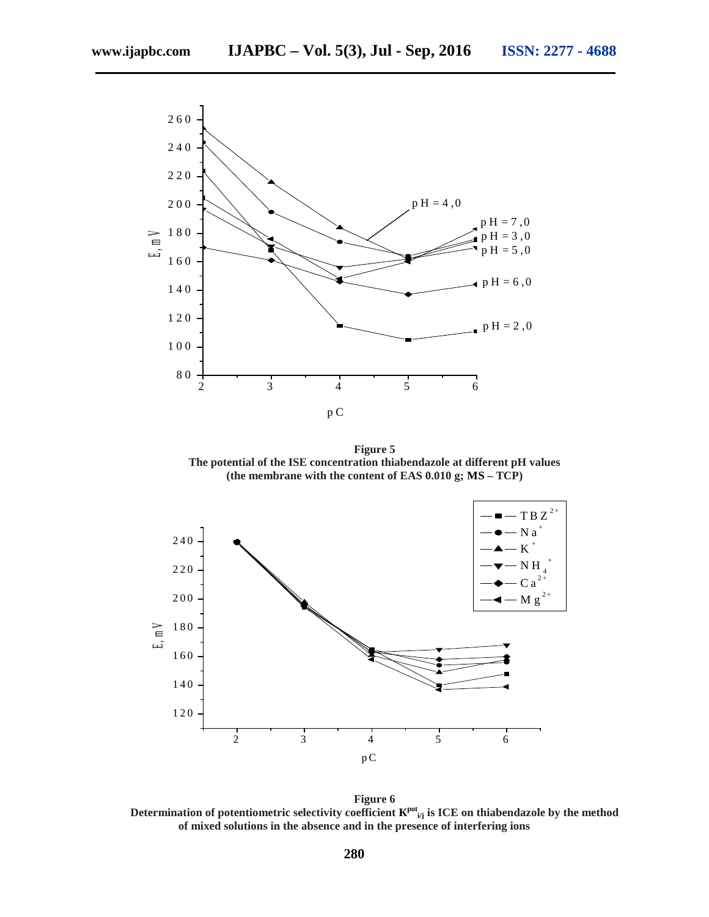**Figure 5**
**The potential of the ISE concentration thiabendazole at different pH values (the membrane with the content of EAS 0.010 g; MS – TCP)**

**Figure 6**
**Determination of potentiometric selectivity coefficient $K^{pot}_{i/j}$ is ICE on thiabendazole by the method of mixed solutions in the absence and in the presence of interfering ions**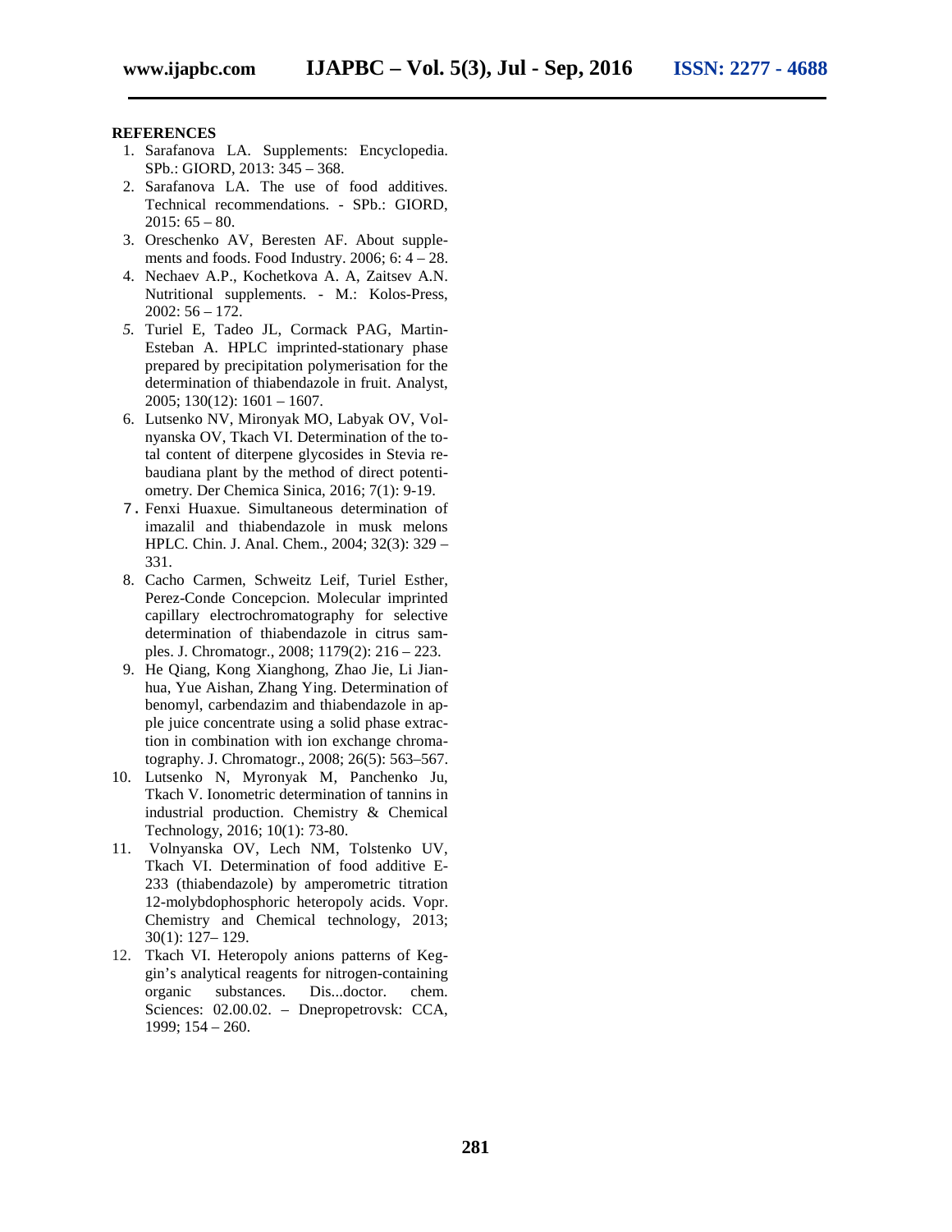**REFERENCES**

1. Sarafanova LA. Supplements: Encyclopedia. SPb.: GIORD, 2013: 345 – 368.
2. Sarafanova LA. The use of food additives. Technical recommendations. - SPb.: GIORD, 2015: 65 – 80.
3. Oreschenko AV, Beresten AF. About supplements and foods. Food Industry. 2006; 6: 4 – 28.
4. Nechaev A.P., Kochetkova A. A, Zaitsev A.N. Nutritional supplements. - M.: Kolos-Press, 2002: 56 – 172.
5. Turiel E, Tadeo JL, Cormack PAG, Martin-Esteban A. HPLC imprinted-stationary phase prepared by precipitation polymerisation for the determination of thiabendazole in fruit. Analyst, 2005; 130(12): 1601 – 1607.
6. Lutsenko NV, Mironyak MO, Labyak OV, Volnyanska OV, Tkach VI. Determination of the total content of diterpene glycosides in Stevia rebaudiana plant by the method of direct potentiometry. Der Chemica Sinica, 2016; 7(1): 9-19.
7. Fenxi Huaxue. Simultaneous determination of imazalil and thiabendazole in musk melons HPLC. Chin. J. Anal. Chem., 2004; 32(3): 329 – 331.
8. Cacho Carmen, Schweitz Leif, Turiel Esther, Perez-Conde Concepcion. Molecular imprinted capillary electrochromatography for selective determination of thiabendazole in citrus samples. J. Chromatogr., 2008; 1179(2): 216 – 223.
9. He Qiang, Kong Xianghong, Zhao Jie, Li Jianhua, Yue Aishan, Zhang Ying. Determination of benomyl, carbendazim and thiabendazole in apple juice concentrate using a solid phase extraction in combination with ion exchange chromatography. J. Chromatogr., 2008; 26(5): 563–567.
10. Lutsenko N, Myronyak M, Panchenko Ju, Tkach V. Ionometric determination of tannins in industrial production. Chemistry & Chemical Technology, 2016; 10(1): 73-80.
11. Volnyanska OV, Lech NM, Tolstenko UV, Tkach VI. Determination of food additive E-233 (thiabendazole) by amperometric titration 12-molybdophosphoric heteropoly acids. Vopr. Chemistry and Chemical technology, 2013; 30(1): 127– 129.
12. Tkach VI. Heteropoly anions patterns of Keggin's analytical reagents for nitrogen-containing organic substances. Dis...doctor. chem. Sciences: 02.00.02. – Dnepropetrovsk: CCA, 1999; 154 – 260.